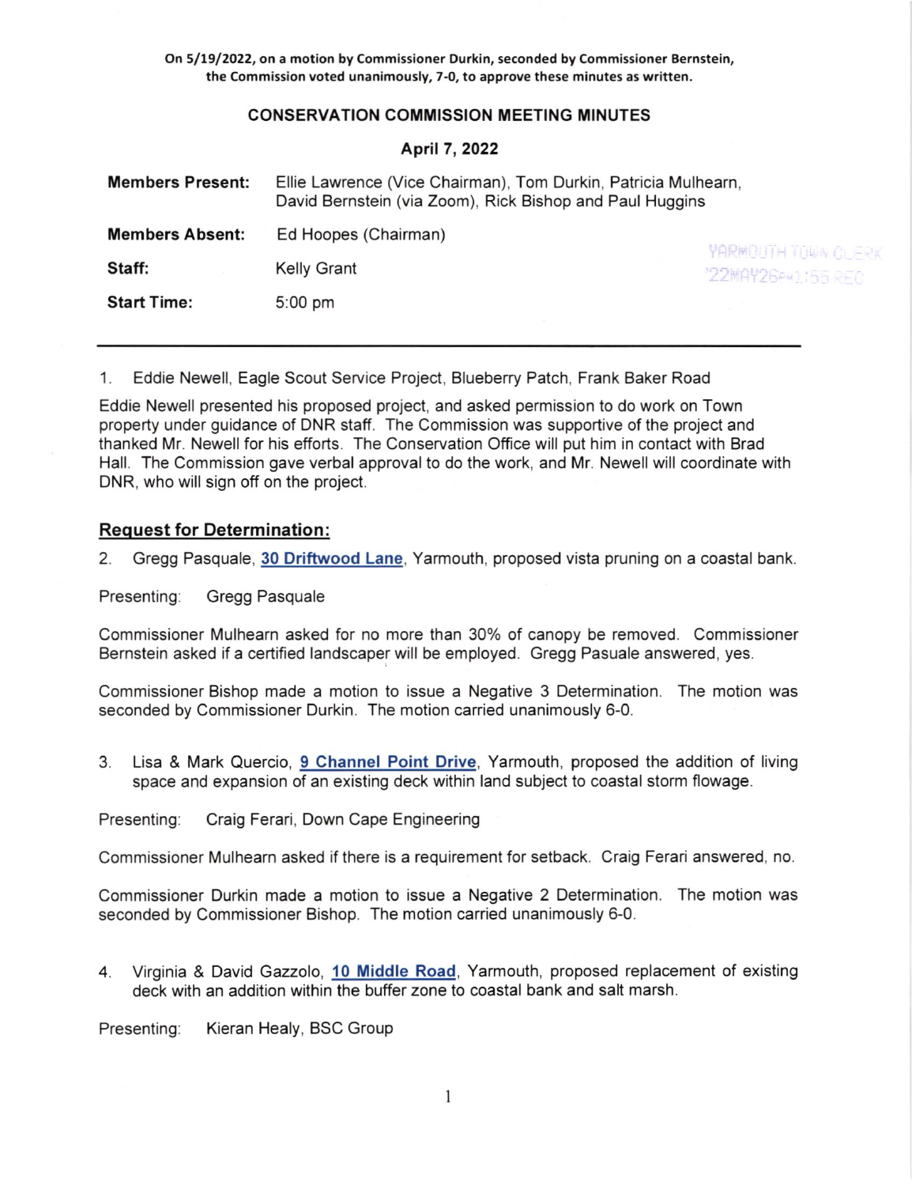**On 5/19/2022, on a motion by Commissioner Durkin, seconded by Commissioner Bernstein, the Commission voted unanimously, 7-0, to approve these minutes as written.**

## CONSERVATION COMMISSION MEETING MINUTES

### April 7, 2022

| | |
|---|---|
| **Members Present:** | Ellie Lawrence (Vice Chairman), Tom Durkin, Patricia Mulhearn, David Bernstein (via Zoom), Rick Bishop and Paul Huggins |
| **Members Absent:** | Ed Hoopes (Chairman) |
| **Staff:** | Kelly Grant |
| **Start Time:** | 5:00 pm |

YARMOUTH TOWN CLERK
'22MAY26PM1:55 REC

---

1. Eddie Newell, Eagle Scout Service Project, Blueberry Patch, Frank Baker Road

Eddie Newell presented his proposed project, and asked permission to do work on Town property under guidance of DNR staff. The Commission was supportive of the project and thanked Mr. Newell for his efforts. The Conservation Office will put him in contact with Brad Hall. The Commission gave verbal approval to do the work, and Mr. Newell will coordinate with DNR, who will sign off on the project.

## Request for Determination:

2. Gregg Pasquale, **30 Driftwood Lane**, Yarmouth, proposed vista pruning on a coastal bank.

Presenting: Gregg Pasquale

Commissioner Mulhearn asked for no more than 30% of canopy be removed. Commissioner Bernstein asked if a certified landscaper will be employed. Gregg Pasuale answered, yes.

Commissioner Bishop made a motion to issue a Negative 3 Determination. The motion was seconded by Commissioner Durkin. The motion carried unanimously 6-0.

3. Lisa & Mark Quercio, **9 Channel Point Drive**, Yarmouth, proposed the addition of living space and expansion of an existing deck within land subject to coastal storm flowage.

Presenting: Craig Ferari, Down Cape Engineering

Commissioner Mulhearn asked if there is a requirement for setback. Craig Ferari answered, no.

Commissioner Durkin made a motion to issue a Negative 2 Determination. The motion was seconded by Commissioner Bishop. The motion carried unanimously 6-0.

4. Virginia & David Gazzolo, **10 Middle Road**, Yarmouth, proposed replacement of existing deck with an addition within the buffer zone to coastal bank and salt marsh.

Presenting: Kieran Healy, BSC Group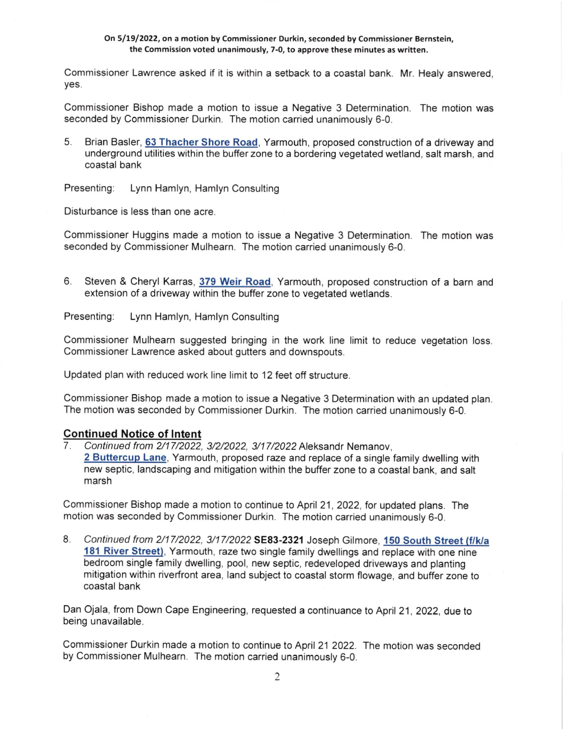**On 5/19/2022, on a motion by Commissioner Durkin, seconded by Commissioner Bernstein, the Commission voted unanimously, 7-0, to approve these minutes as written.**

Commissioner Lawrence asked if it is within a setback to a coastal bank. Mr. Healy answered, yes.

Commissioner Bishop made a motion to issue a Negative 3 Determination. The motion was seconded by Commissioner Durkin. The motion carried unanimously 6-0.

5. Brian Basler, **63 Thacher Shore Road**, Yarmouth, proposed construction of a driveway and underground utilities within the buffer zone to a bordering vegetated wetland, salt marsh, and coastal bank

Presenting: Lynn Hamlyn, Hamlyn Consulting

Disturbance is less than one acre.

Commissioner Huggins made a motion to issue a Negative 3 Determination. The motion was seconded by Commissioner Mulhearn. The motion carried unanimously 6-0.

6. Steven & Cheryl Karras, **379 Weir Road**, Yarmouth, proposed construction of a barn and extension of a driveway within the buffer zone to vegetated wetlands.

Presenting: Lynn Hamlyn, Hamlyn Consulting

Commissioner Mulhearn suggested bringing in the work line limit to reduce vegetation loss. Commissioner Lawrence asked about gutters and downspouts.

Updated plan with reduced work line limit to 12 feet off structure.

Commissioner Bishop made a motion to issue a Negative 3 Determination with an updated plan. The motion was seconded by Commissioner Durkin. The motion carried unanimously 6-0.

## Continued Notice of Intent

7. *Continued from 2/17/2022, 3/2/2022, 3/17/2022* Aleksandr Nemanov, **2 Buttercup Lane**, Yarmouth, proposed raze and replace of a single family dwelling with new septic, landscaping and mitigation within the buffer zone to a coastal bank, and salt marsh

Commissioner Bishop made a motion to continue to April 21, 2022, for updated plans. The motion was seconded by Commissioner Durkin. The motion carried unanimously 6-0.

8. *Continued from 2/17/2022, 3/17/2022* **SE83-2321** Joseph Gilmore, **150 South Street (f/k/a 181 River Street)**, Yarmouth, raze two single family dwellings and replace with one nine bedroom single family dwelling, pool, new septic, redeveloped driveways and planting mitigation within riverfront area, land subject to coastal storm flowage, and buffer zone to coastal bank

Dan Ojala, from Down Cape Engineering, requested a continuance to April 21, 2022, due to being unavailable.

Commissioner Durkin made a motion to continue to April 21 2022. The motion was seconded by Commissioner Mulhearn. The motion carried unanimously 6-0.